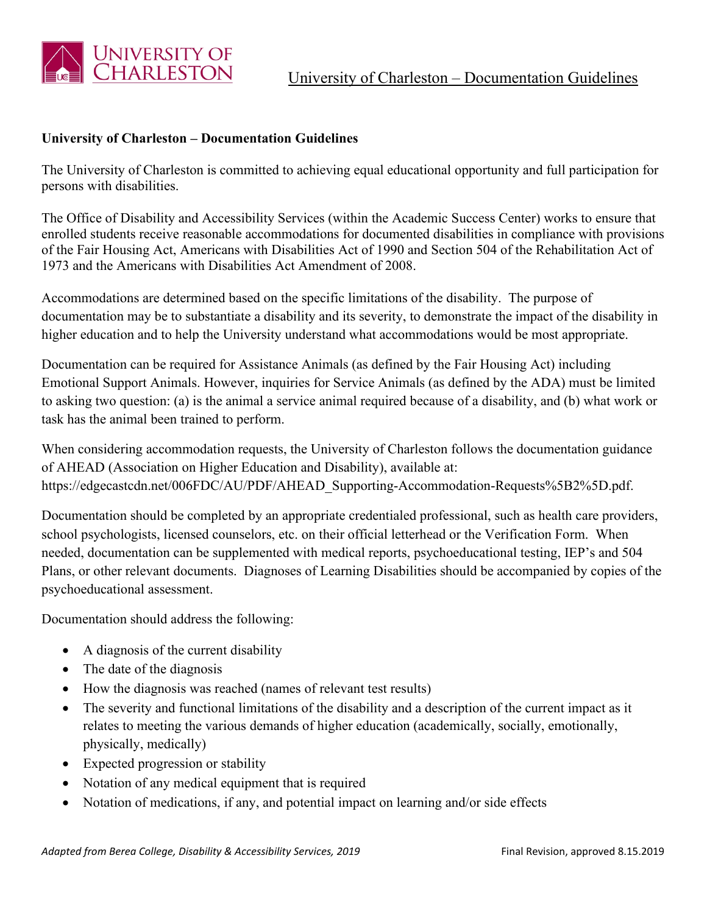# University of Charleston – Documentation Guidelines

**University of Charleston – Documentation Guidelines**

The University of Charleston is committed to achieving equal educational opportunity and full participation for persons with disabilities.

The Office of Disability and Accessibility Services (within the Academic Success Center) works to ensure that enrolled students receive reasonable accommodations for documented disabilities in compliance with provisions of the Fair Housing Act, Americans with Disabilities Act of 1990 and Section 504 of the Rehabilitation Act of 1973 and the Americans with Disabilities Act Amendment of 2008.

Accommodations are determined based on the specific limitations of the disability. The purpose of documentation may be to substantiate a disability and its severity, to demonstrate the impact of the disability in higher education and to help the University understand what accommodations would be most appropriate.

Documentation can be required for Assistance Animals (as defined by the Fair Housing Act) including Emotional Support Animals. However, inquiries for Service Animals (as defined by the ADA) must be limited to asking two question: (a) is the animal a service animal required because of a disability, and (b) what work or task has the animal been trained to perform.

When considering accommodation requests, the University of Charleston follows the documentation guidance of AHEAD (Association on Higher Education and Disability), available at: https://edgecastcdn.net/006FDC/AU/PDF/AHEAD_Supporting-Accommodation-Requests%5B2%5D.pdf.

Documentation should be completed by an appropriate credentialed professional, such as health care providers, school psychologists, licensed counselors, etc. on their official letterhead or the Verification Form. When needed, documentation can be supplemented with medical reports, psychoeducational testing, IEP's and 504 Plans, or other relevant documents. Diagnoses of Learning Disabilities should be accompanied by copies of the psychoeducational assessment.

Documentation should address the following:

- A diagnosis of the current disability
- The date of the diagnosis
- How the diagnosis was reached (names of relevant test results)
- The severity and functional limitations of the disability and a description of the current impact as it relates to meeting the various demands of higher education (academically, socially, emotionally, physically, medically)
- Expected progression or stability
- Notation of any medical equipment that is required
- Notation of medications, if any, and potential impact on learning and/or side effects

*Adapted from Berea College, Disability & Accessibility Services, 2019* Final Revision, approved 8.15.2019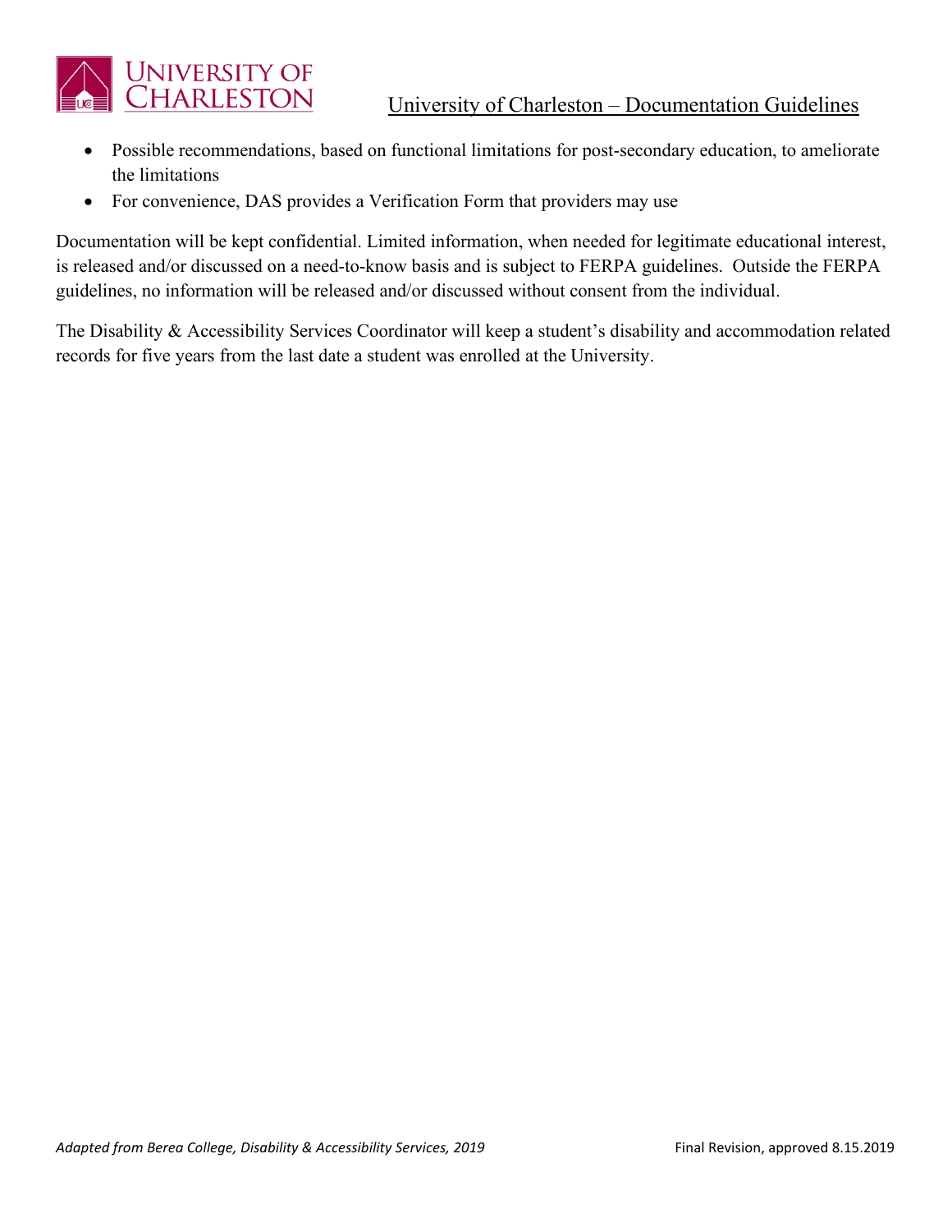- Possible recommendations, based on functional limitations for post-secondary education, to ameliorate the limitations
- For convenience, DAS provides a Verification Form that providers may use

Documentation will be kept confidential. Limited information, when needed for legitimate educational interest, is released and/or discussed on a need-to-know basis and is subject to FERPA guidelines. Outside the FERPA guidelines, no information will be released and/or discussed without consent from the individual.

The Disability & Accessibility Services Coordinator will keep a student's disability and accommodation related records for five years from the last date a student was enrolled at the University.